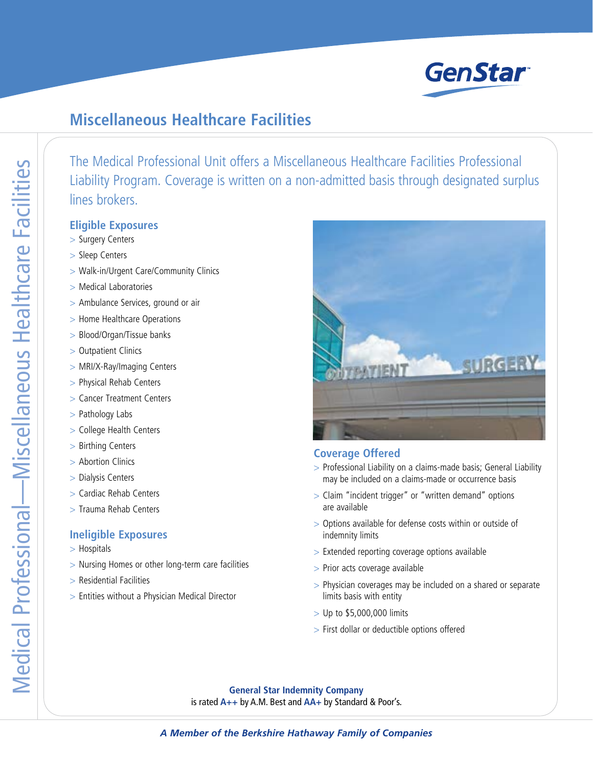# Miscellaneous Healthcare Facilities

The Medical Professional Unit offers a Miscellaneous Healthcare Facilities Professional Liability Program. Coverage is written on a non-admitted basis through designated surplus lines brokers.

## Eligible Exposures

- Surgery Centers
- Sleep Centers
- Walk-in/Urgent Care/Community Clinics
- Medical Laboratories
- Ambulance Services, ground or air
- Home Healthcare Operations
- Blood/Organ/Tissue banks
- Outpatient Clinics
- MRI/X-Ray/Imaging Centers
- Physical Rehab Centers
- Cancer Treatment Centers
- Pathology Labs
- College Health Centers
- Birthing Centers
- Abortion Clinics
- Dialysis Centers
- Cardiac Rehab Centers
- Trauma Rehab Centers

## Ineligible Exposures

- Hospitals
- Nursing Homes or other long-term care facilities
- Residential Facilities
- Entities without a Physician Medical Director

## Coverage Offered

- Professional Liability on a claims-made basis; General Liability may be included on a claims-made or occurrence basis
- Claim "incident trigger" or "written demand" options are available
- Options available for defense costs within or outside of indemnity limits
- Extended reporting coverage options available
- Prior acts coverage available
- Physician coverages may be included on a shared or separate limits basis with entity
- Up to $5,000,000 limits
- First dollar or deductible options offered

**General Star Indemnity Company** is rated **A++** by A.M. Best and **AA+** by Standard & Poor's.

***A Member of the Berkshire Hathaway Family of Companies***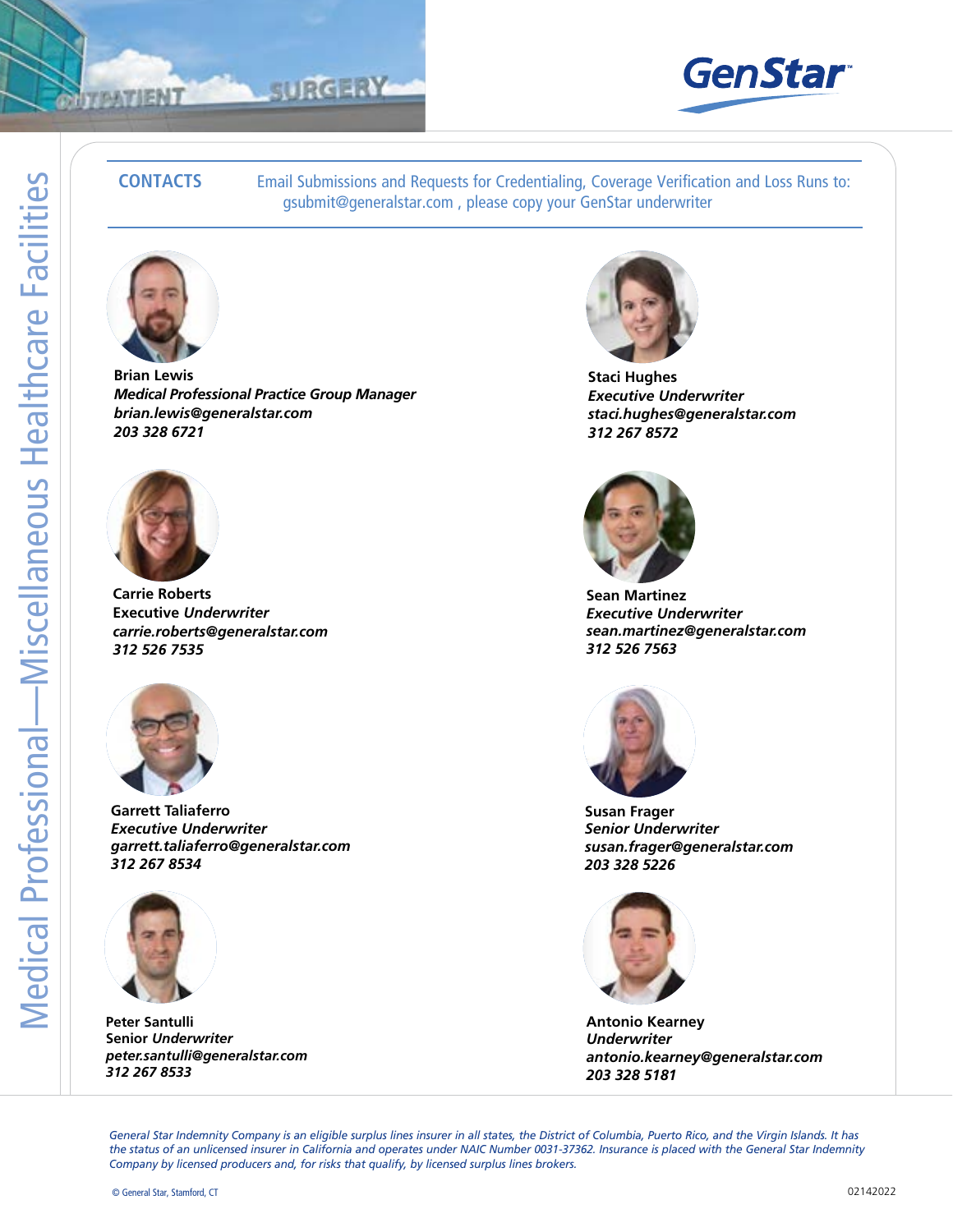## CONTACTS

Email Submissions and Requests for Credentialing, Coverage Verification and Loss Runs to: gsubmit@generalstar.com , please copy your GenStar underwriter

**Brian Lewis**
***Medical Professional Practice Group Manager***
***brian.lewis@generalstar.com***
***203 328 6721***

**Staci Hughes**
***Executive Underwriter***
***staci.hughes@generalstar.com***
***312 267 8572***

**Carrie Roberts**
**Executive *Underwriter***
***carrie.roberts@generalstar.com***
***312 526 7535***

**Sean Martinez**
***Executive Underwriter***
***sean.martinez@generalstar.com***
***312 526 7563***

**Garrett Taliaferro**
***Executive Underwriter***
***garrett.taliaferro@generalstar.com***
***312 267 8534***

**Susan Frager**
***Senior Underwriter***
***susan.frager@generalstar.com***
***203 328 5226***

**Peter Santulli**
**Senior *Underwriter***
***peter.santulli@generalstar.com***
***312 267 8533***

**Antonio Kearney**
***Underwriter***
***antonio.kearney@generalstar.com***
***203 328 5181***

*General Star Indemnity Company is an eligible surplus lines insurer in all states, the District of Columbia, Puerto Rico, and the Virgin Islands. It has the status of an unlicensed insurer in California and operates under NAIC Number 0031-37362. Insurance is placed with the General Star Indemnity Company by licensed producers and, for risks that qualify, by licensed surplus lines brokers.*

© General Star, Stamford, CT

02142022